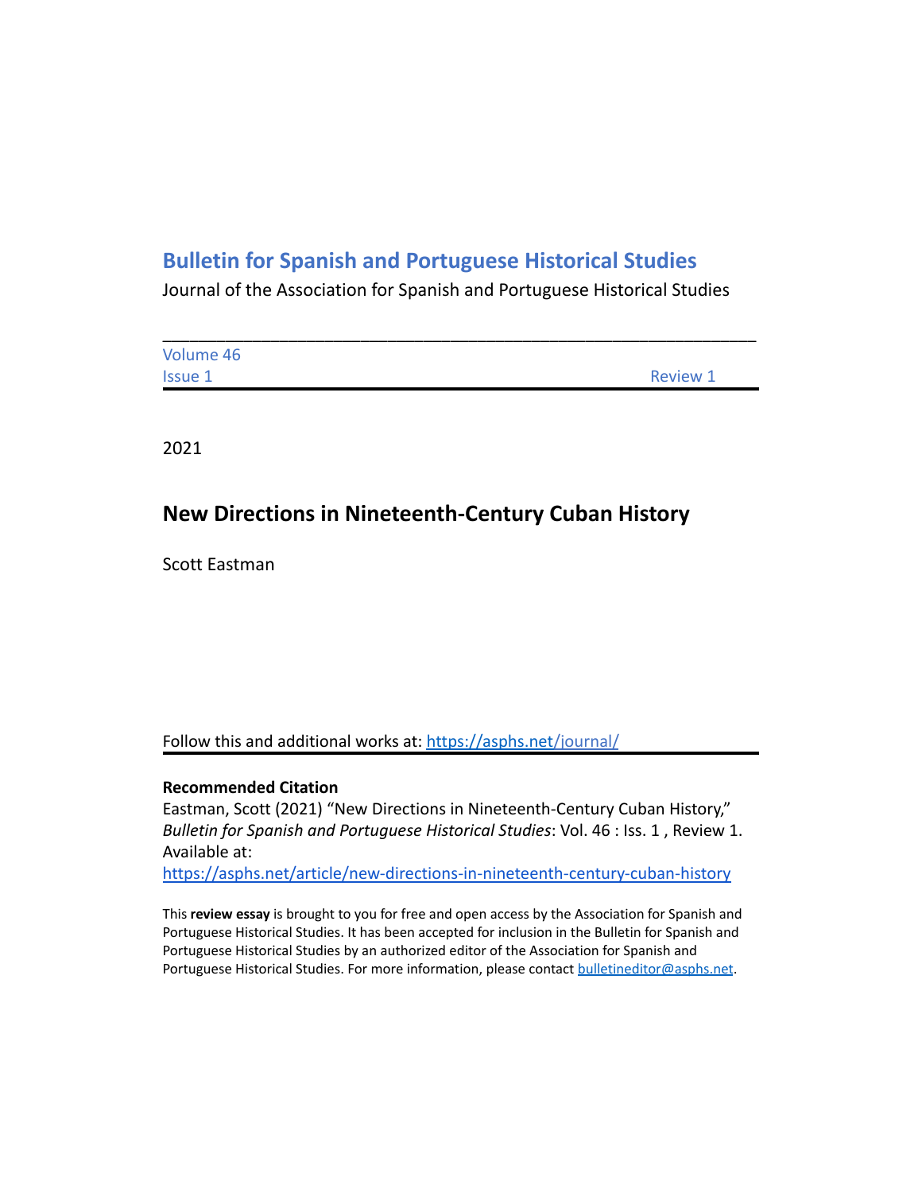# Bulletin for Spanish and Portuguese Historical Studies

Journal of the Association for Spanish and Portuguese Historical Studies

Volume 46
Issue 1 Review 1

2021

## New Directions in Nineteenth-Century Cuban History

Scott Eastman

Follow this and additional works at: https://asphs.net/journal/

**Recommended Citation**

Eastman, Scott (2021) "New Directions in Nineteenth-Century Cuban History," *Bulletin for Spanish and Portuguese Historical Studies*: Vol. 46 : Iss. 1 , Review 1. Available at: https://asphs.net/article/new-directions-in-nineteenth-century-cuban-history

This **review essay** is brought to you for free and open access by the Association for Spanish and Portuguese Historical Studies. It has been accepted for inclusion in the Bulletin for Spanish and Portuguese Historical Studies by an authorized editor of the Association for Spanish and Portuguese Historical Studies. For more information, please contact bulletineditor@asphs.net.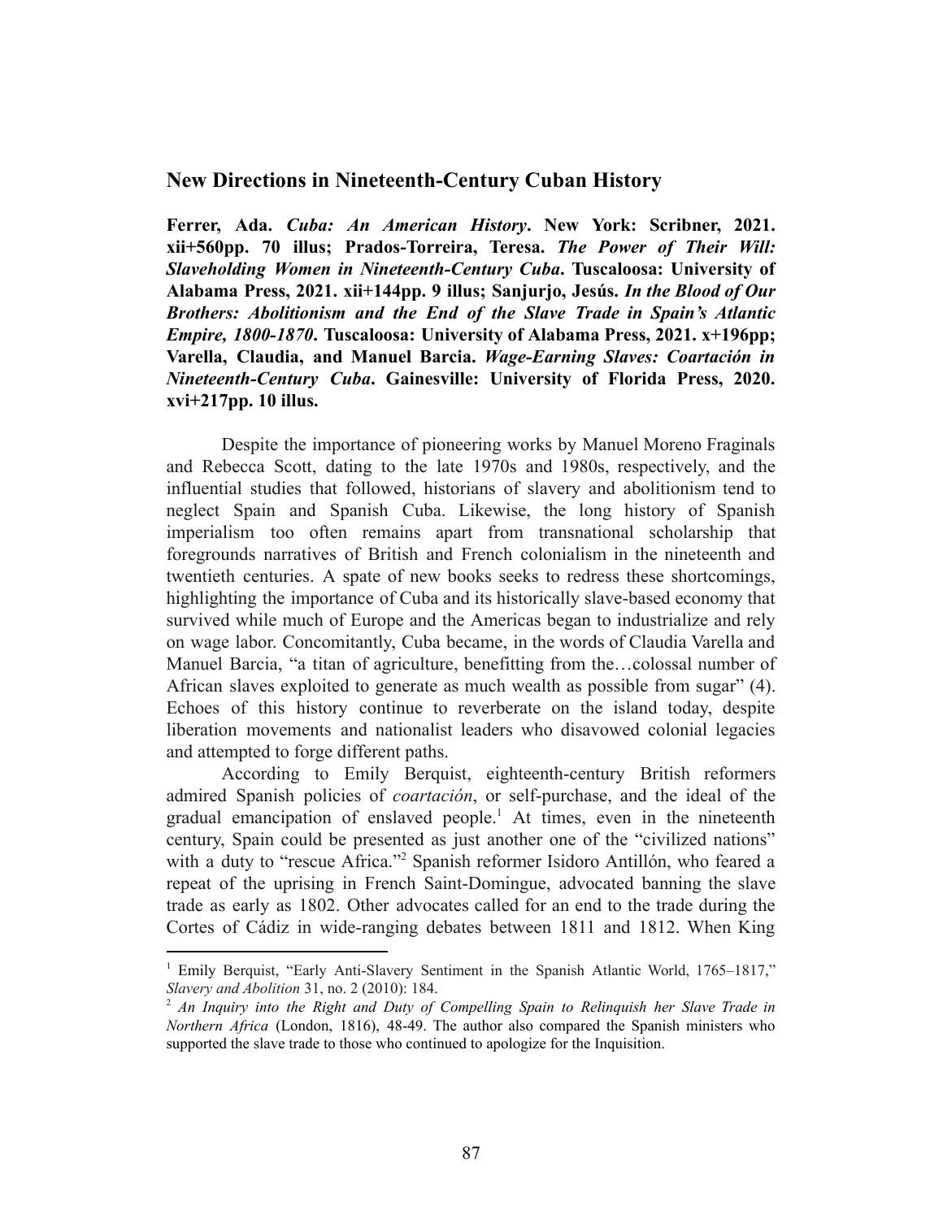## New Directions in Nineteenth-Century Cuban History

**Ferrer, Ada. *Cuba: An American History*. New York: Scribner, 2021. xii+560pp. 70 illus; Prados-Torreira, Teresa. *The Power of Their Will: Slaveholding Women in Nineteenth-Century Cuba*. Tuscaloosa: University of Alabama Press, 2021. xii+144pp. 9 illus; Sanjurjo, Jesús. *In the Blood of Our Brothers: Abolitionism and the End of the Slave Trade in Spain's Atlantic Empire, 1800-1870*. Tuscaloosa: University of Alabama Press, 2021. x+196pp; Varella, Claudia, and Manuel Barcia. *Wage-Earning Slaves: Coartación in Nineteenth-Century Cuba*. Gainesville: University of Florida Press, 2020. xvi+217pp. 10 illus.**

Despite the importance of pioneering works by Manuel Moreno Fraginals and Rebecca Scott, dating to the late 1970s and 1980s, respectively, and the influential studies that followed, historians of slavery and abolitionism tend to neglect Spain and Spanish Cuba. Likewise, the long history of Spanish imperialism too often remains apart from transnational scholarship that foregrounds narratives of British and French colonialism in the nineteenth and twentieth centuries. A spate of new books seeks to redress these shortcomings, highlighting the importance of Cuba and its historically slave-based economy that survived while much of Europe and the Americas began to industrialize and rely on wage labor. Concomitantly, Cuba became, in the words of Claudia Varella and Manuel Barcia, "a titan of agriculture, benefitting from the…colossal number of African slaves exploited to generate as much wealth as possible from sugar" (4). Echoes of this history continue to reverberate on the island today, despite liberation movements and nationalist leaders who disavowed colonial legacies and attempted to forge different paths.

According to Emily Berquist, eighteenth-century British reformers admired Spanish policies of *coartación*, or self-purchase, and the ideal of the gradual emancipation of enslaved people.[1] At times, even in the nineteenth century, Spain could be presented as just another one of the "civilized nations" with a duty to "rescue Africa."[2] Spanish reformer Isidoro Antillón, who feared a repeat of the uprising in French Saint-Domingue, advocated banning the slave trade as early as 1802. Other advocates called for an end to the trade during the Cortes of Cádiz in wide-ranging debates between 1811 and 1812. When King

---

[1] Emily Berquist, "Early Anti-Slavery Sentiment in the Spanish Atlantic World, 1765–1817," *Slavery and Abolition* 31, no. 2 (2010): 184.

[2] *An Inquiry into the Right and Duty of Compelling Spain to Relinquish her Slave Trade in Northern Africa* (London, 1816), 48-49. The author also compared the Spanish ministers who supported the slave trade to those who continued to apologize for the Inquisition.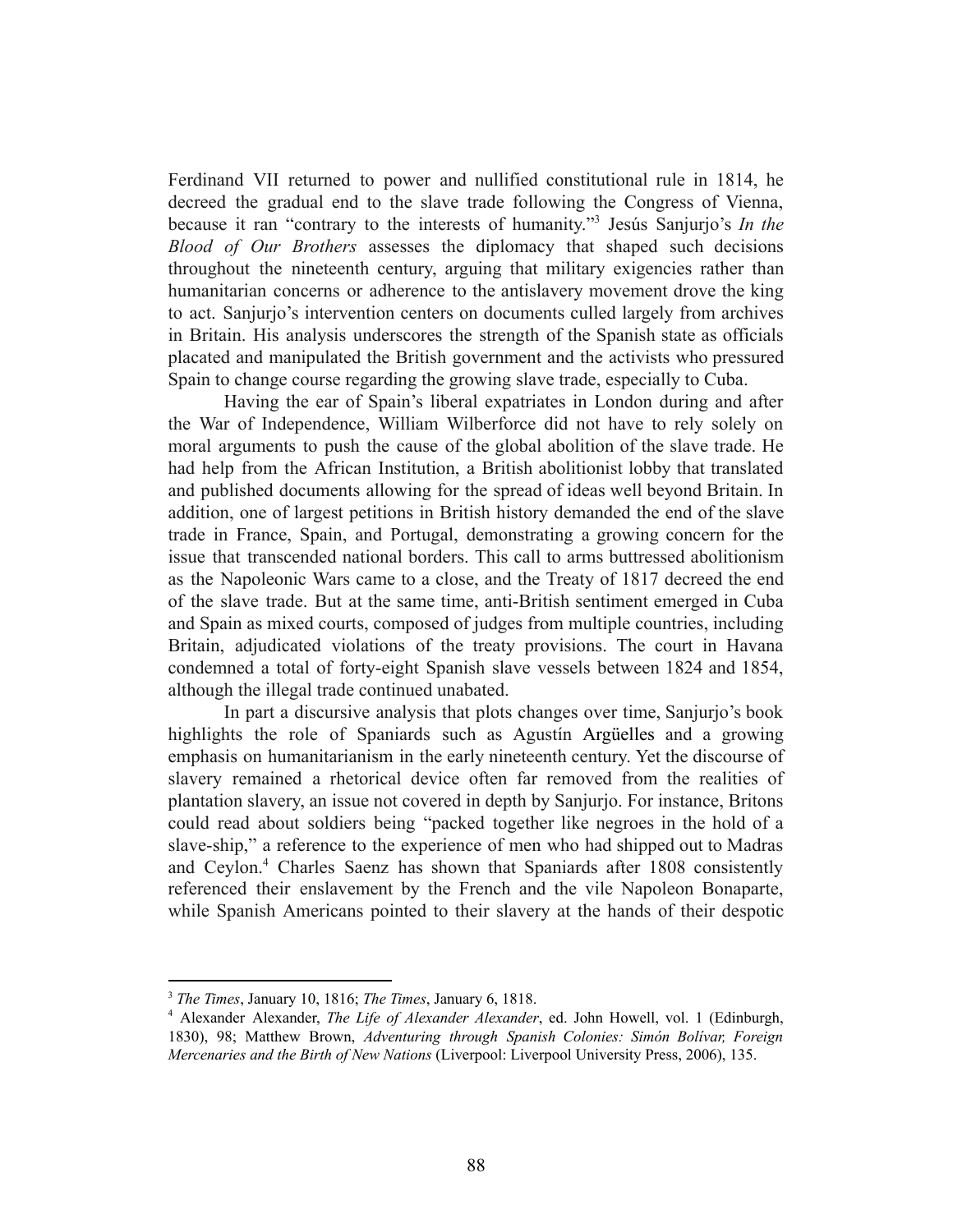Ferdinand VII returned to power and nullified constitutional rule in 1814, he decreed the gradual end to the slave trade following the Congress of Vienna, because it ran "contrary to the interests of humanity."[3] Jesús Sanjurjo's *In the Blood of Our Brothers* assesses the diplomacy that shaped such decisions throughout the nineteenth century, arguing that military exigencies rather than humanitarian concerns or adherence to the antislavery movement drove the king to act. Sanjurjo's intervention centers on documents culled largely from archives in Britain. His analysis underscores the strength of the Spanish state as officials placated and manipulated the British government and the activists who pressured Spain to change course regarding the growing slave trade, especially to Cuba.

Having the ear of Spain's liberal expatriates in London during and after the War of Independence, William Wilberforce did not have to rely solely on moral arguments to push the cause of the global abolition of the slave trade. He had help from the African Institution, a British abolitionist lobby that translated and published documents allowing for the spread of ideas well beyond Britain. In addition, one of largest petitions in British history demanded the end of the slave trade in France, Spain, and Portugal, demonstrating a growing concern for the issue that transcended national borders. This call to arms buttressed abolitionism as the Napoleonic Wars came to a close, and the Treaty of 1817 decreed the end of the slave trade. But at the same time, anti-British sentiment emerged in Cuba and Spain as mixed courts, composed of judges from multiple countries, including Britain, adjudicated violations of the treaty provisions. The court in Havana condemned a total of forty-eight Spanish slave vessels between 1824 and 1854, although the illegal trade continued unabated.

In part a discursive analysis that plots changes over time, Sanjurjo's book highlights the role of Spaniards such as Agustín Argüelles and a growing emphasis on humanitarianism in the early nineteenth century. Yet the discourse of slavery remained a rhetorical device often far removed from the realities of plantation slavery, an issue not covered in depth by Sanjurjo. For instance, Britons could read about soldiers being "packed together like negroes in the hold of a slave-ship," a reference to the experience of men who had shipped out to Madras and Ceylon.[4] Charles Saenz has shown that Spaniards after 1808 consistently referenced their enslavement by the French and the vile Napoleon Bonaparte, while Spanish Americans pointed to their slavery at the hands of their despotic

---

[3] *The Times*, January 10, 1816; *The Times*, January 6, 1818.

[4] Alexander Alexander, *The Life of Alexander Alexander*, ed. John Howell, vol. 1 (Edinburgh, 1830), 98; Matthew Brown, *Adventuring through Spanish Colonies: Simón Bolívar, Foreign Mercenaries and the Birth of New Nations* (Liverpool: Liverpool University Press, 2006), 135.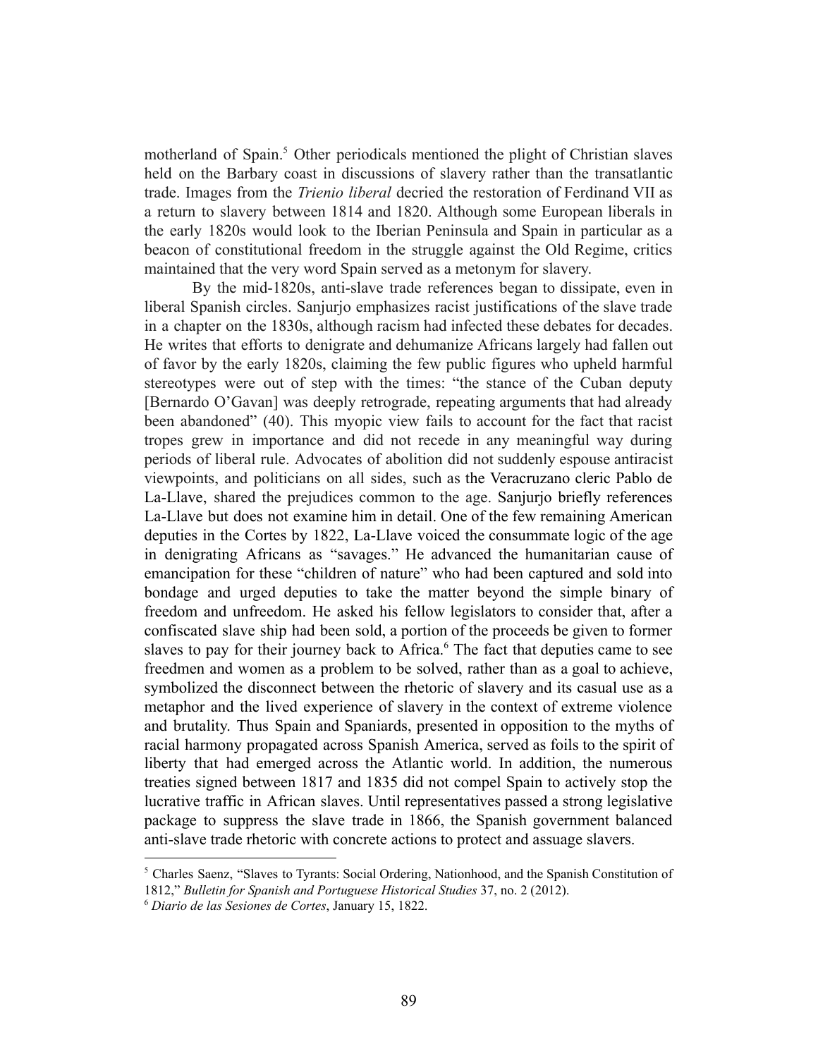motherland of Spain.[5] Other periodicals mentioned the plight of Christian slaves held on the Barbary coast in discussions of slavery rather than the transatlantic trade. Images from the *Trienio liberal* decried the restoration of Ferdinand VII as a return to slavery between 1814 and 1820. Although some European liberals in the early 1820s would look to the Iberian Peninsula and Spain in particular as a beacon of constitutional freedom in the struggle against the Old Regime, critics maintained that the very word Spain served as a metonym for slavery.

By the mid-1820s, anti-slave trade references began to dissipate, even in liberal Spanish circles. Sanjurjo emphasizes racist justifications of the slave trade in a chapter on the 1830s, although racism had infected these debates for decades. He writes that efforts to denigrate and dehumanize Africans largely had fallen out of favor by the early 1820s, claiming the few public figures who upheld harmful stereotypes were out of step with the times: "the stance of the Cuban deputy [Bernardo O'Gavan] was deeply retrograde, repeating arguments that had already been abandoned" (40). This myopic view fails to account for the fact that racist tropes grew in importance and did not recede in any meaningful way during periods of liberal rule. Advocates of abolition did not suddenly espouse antiracist viewpoints, and politicians on all sides, such as the Veracruzano cleric Pablo de La-Llave, shared the prejudices common to the age. Sanjurjo briefly references La-Llave but does not examine him in detail. One of the few remaining American deputies in the Cortes by 1822, La-Llave voiced the consummate logic of the age in denigrating Africans as "savages." He advanced the humanitarian cause of emancipation for these "children of nature" who had been captured and sold into bondage and urged deputies to take the matter beyond the simple binary of freedom and unfreedom. He asked his fellow legislators to consider that, after a confiscated slave ship had been sold, a portion of the proceeds be given to former slaves to pay for their journey back to Africa.[6] The fact that deputies came to see freedmen and women as a problem to be solved, rather than as a goal to achieve, symbolized the disconnect between the rhetoric of slavery and its casual use as a metaphor and the lived experience of slavery in the context of extreme violence and brutality. Thus Spain and Spaniards, presented in opposition to the myths of racial harmony propagated across Spanish America, served as foils to the spirit of liberty that had emerged across the Atlantic world. In addition, the numerous treaties signed between 1817 and 1835 did not compel Spain to actively stop the lucrative traffic in African slaves. Until representatives passed a strong legislative package to suppress the slave trade in 1866, the Spanish government balanced anti-slave trade rhetoric with concrete actions to protect and assuage slavers.

---

[5] Charles Saenz, "Slaves to Tyrants: Social Ordering, Nationhood, and the Spanish Constitution of 1812," *Bulletin for Spanish and Portuguese Historical Studies* 37, no. 2 (2012).

[6] *Diario de las Sesiones de Cortes*, January 15, 1822.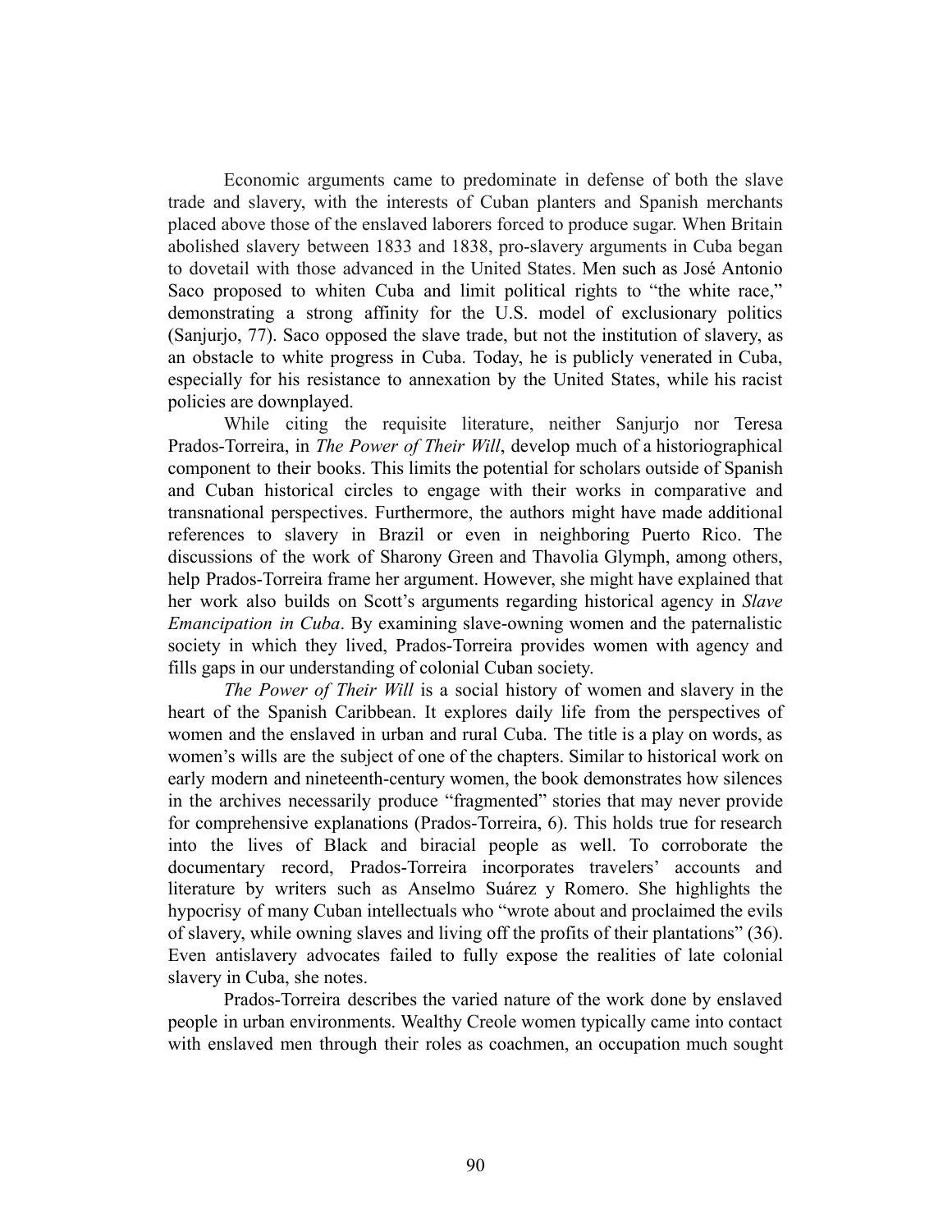Economic arguments came to predominate in defense of both the slave trade and slavery, with the interests of Cuban planters and Spanish merchants placed above those of the enslaved laborers forced to produce sugar. When Britain abolished slavery between 1833 and 1838, pro-slavery arguments in Cuba began to dovetail with those advanced in the United States. Men such as José Antonio Saco proposed to whiten Cuba and limit political rights to "the white race," demonstrating a strong affinity for the U.S. model of exclusionary politics (Sanjurjo, 77). Saco opposed the slave trade, but not the institution of slavery, as an obstacle to white progress in Cuba. Today, he is publicly venerated in Cuba, especially for his resistance to annexation by the United States, while his racist policies are downplayed.

While citing the requisite literature, neither Sanjurjo nor Teresa Prados-Torreira, in *The Power of Their Will*, develop much of a historiographical component to their books. This limits the potential for scholars outside of Spanish and Cuban historical circles to engage with their works in comparative and transnational perspectives. Furthermore, the authors might have made additional references to slavery in Brazil or even in neighboring Puerto Rico. The discussions of the work of Sharony Green and Thavolia Glymph, among others, help Prados-Torreira frame her argument. However, she might have explained that her work also builds on Scott's arguments regarding historical agency in *Slave Emancipation in Cuba*. By examining slave-owning women and the paternalistic society in which they lived, Prados-Torreira provides women with agency and fills gaps in our understanding of colonial Cuban society.

*The Power of Their Will* is a social history of women and slavery in the heart of the Spanish Caribbean. It explores daily life from the perspectives of women and the enslaved in urban and rural Cuba. The title is a play on words, as women's wills are the subject of one of the chapters. Similar to historical work on early modern and nineteenth-century women, the book demonstrates how silences in the archives necessarily produce "fragmented" stories that may never provide for comprehensive explanations (Prados-Torreira, 6). This holds true for research into the lives of Black and biracial people as well. To corroborate the documentary record, Prados-Torreira incorporates travelers' accounts and literature by writers such as Anselmo Suárez y Romero. She highlights the hypocrisy of many Cuban intellectuals who "wrote about and proclaimed the evils of slavery, while owning slaves and living off the profits of their plantations" (36). Even antislavery advocates failed to fully expose the realities of late colonial slavery in Cuba, she notes.

Prados-Torreira describes the varied nature of the work done by enslaved people in urban environments. Wealthy Creole women typically came into contact with enslaved men through their roles as coachmen, an occupation much sought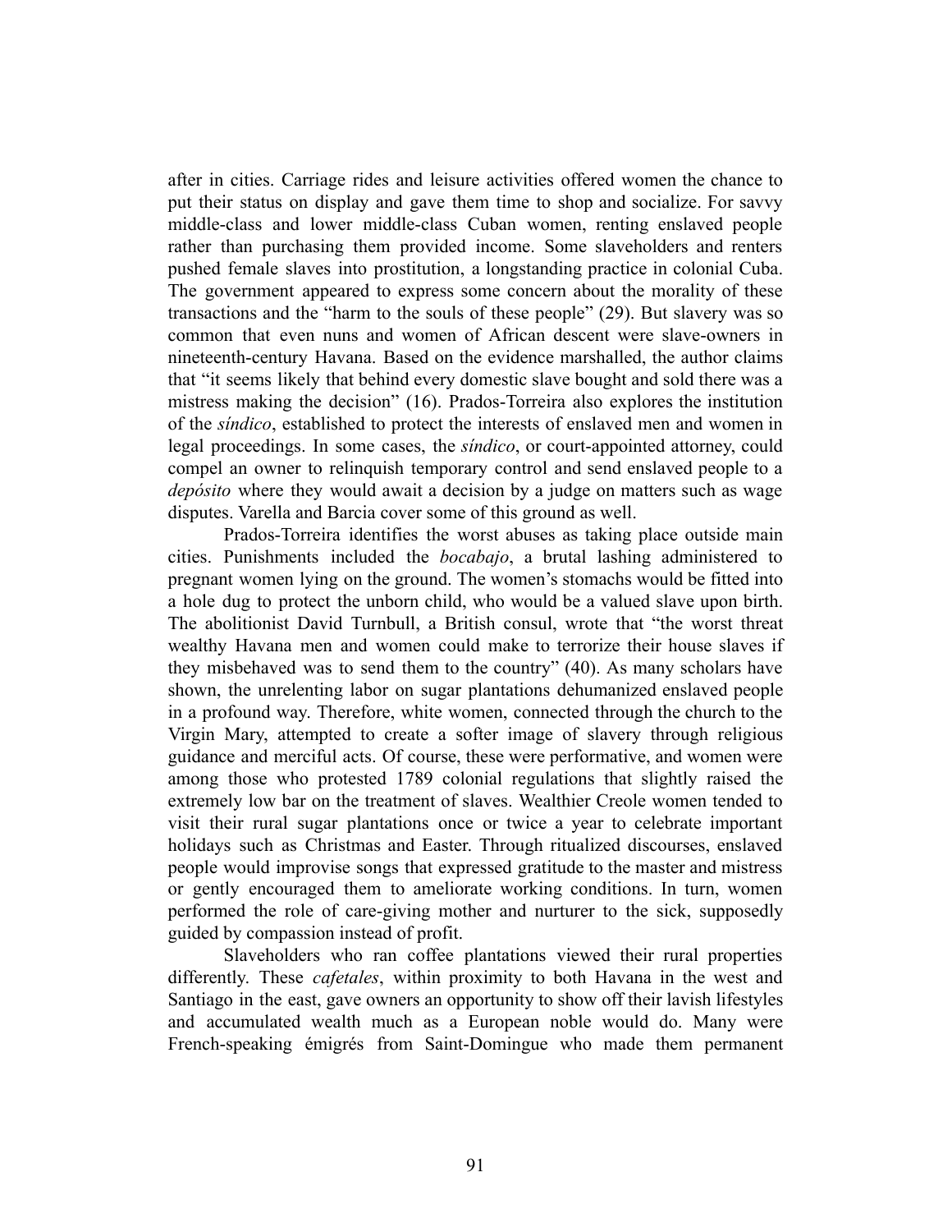after in cities. Carriage rides and leisure activities offered women the chance to put their status on display and gave them time to shop and socialize. For savvy middle-class and lower middle-class Cuban women, renting enslaved people rather than purchasing them provided income. Some slaveholders and renters pushed female slaves into prostitution, a longstanding practice in colonial Cuba. The government appeared to express some concern about the morality of these transactions and the "harm to the souls of these people" (29). But slavery was so common that even nuns and women of African descent were slave-owners in nineteenth-century Havana. Based on the evidence marshalled, the author claims that "it seems likely that behind every domestic slave bought and sold there was a mistress making the decision" (16). Prados-Torreira also explores the institution of the *síndico*, established to protect the interests of enslaved men and women in legal proceedings. In some cases, the *síndico*, or court-appointed attorney, could compel an owner to relinquish temporary control and send enslaved people to a *depósito* where they would await a decision by a judge on matters such as wage disputes. Varella and Barcia cover some of this ground as well.

Prados-Torreira identifies the worst abuses as taking place outside main cities. Punishments included the *bocabajo*, a brutal lashing administered to pregnant women lying on the ground. The women's stomachs would be fitted into a hole dug to protect the unborn child, who would be a valued slave upon birth. The abolitionist David Turnbull, a British consul, wrote that "the worst threat wealthy Havana men and women could make to terrorize their house slaves if they misbehaved was to send them to the country" (40). As many scholars have shown, the unrelenting labor on sugar plantations dehumanized enslaved people in a profound way. Therefore, white women, connected through the church to the Virgin Mary, attempted to create a softer image of slavery through religious guidance and merciful acts. Of course, these were performative, and women were among those who protested 1789 colonial regulations that slightly raised the extremely low bar on the treatment of slaves. Wealthier Creole women tended to visit their rural sugar plantations once or twice a year to celebrate important holidays such as Christmas and Easter. Through ritualized discourses, enslaved people would improvise songs that expressed gratitude to the master and mistress or gently encouraged them to ameliorate working conditions. In turn, women performed the role of care-giving mother and nurturer to the sick, supposedly guided by compassion instead of profit.

Slaveholders who ran coffee plantations viewed their rural properties differently. These *cafetales*, within proximity to both Havana in the west and Santiago in the east, gave owners an opportunity to show off their lavish lifestyles and accumulated wealth much as a European noble would do. Many were French-speaking émigrés from Saint-Domingue who made them permanent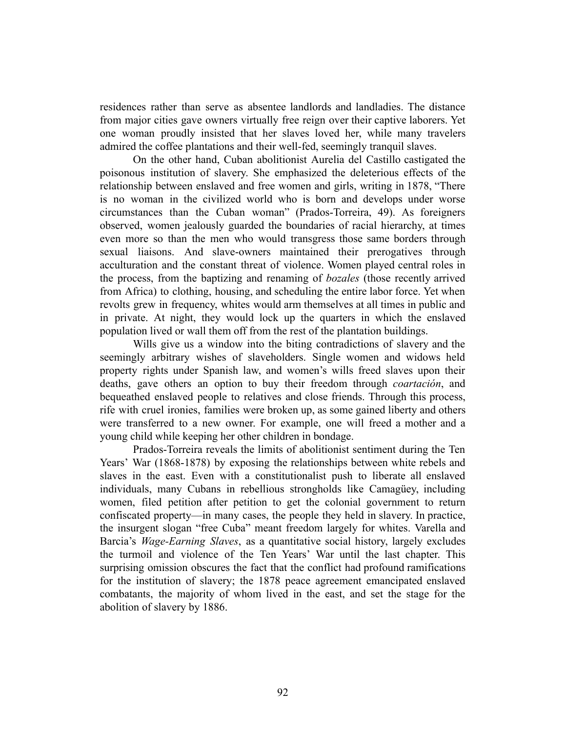residences rather than serve as absentee landlords and landladies. The distance from major cities gave owners virtually free reign over their captive laborers. Yet one woman proudly insisted that her slaves loved her, while many travelers admired the coffee plantations and their well-fed, seemingly tranquil slaves.

On the other hand, Cuban abolitionist Aurelia del Castillo castigated the poisonous institution of slavery. She emphasized the deleterious effects of the relationship between enslaved and free women and girls, writing in 1878, "There is no woman in the civilized world who is born and develops under worse circumstances than the Cuban woman" (Prados-Torreira, 49). As foreigners observed, women jealously guarded the boundaries of racial hierarchy, at times even more so than the men who would transgress those same borders through sexual liaisons. And slave-owners maintained their prerogatives through acculturation and the constant threat of violence. Women played central roles in the process, from the baptizing and renaming of *bozales* (those recently arrived from Africa) to clothing, housing, and scheduling the entire labor force. Yet when revolts grew in frequency, whites would arm themselves at all times in public and in private. At night, they would lock up the quarters in which the enslaved population lived or wall them off from the rest of the plantation buildings.

Wills give us a window into the biting contradictions of slavery and the seemingly arbitrary wishes of slaveholders. Single women and widows held property rights under Spanish law, and women's wills freed slaves upon their deaths, gave others an option to buy their freedom through *coartación*, and bequeathed enslaved people to relatives and close friends. Through this process, rife with cruel ironies, families were broken up, as some gained liberty and others were transferred to a new owner. For example, one will freed a mother and a young child while keeping her other children in bondage.

Prados-Torreira reveals the limits of abolitionist sentiment during the Ten Years' War (1868-1878) by exposing the relationships between white rebels and slaves in the east. Even with a constitutionalist push to liberate all enslaved individuals, many Cubans in rebellious strongholds like Camagüey, including women, filed petition after petition to get the colonial government to return confiscated property—in many cases, the people they held in slavery. In practice, the insurgent slogan "free Cuba" meant freedom largely for whites. Varella and Barcia's *Wage-Earning Slaves*, as a quantitative social history, largely excludes the turmoil and violence of the Ten Years' War until the last chapter. This surprising omission obscures the fact that the conflict had profound ramifications for the institution of slavery; the 1878 peace agreement emancipated enslaved combatants, the majority of whom lived in the east, and set the stage for the abolition of slavery by 1886.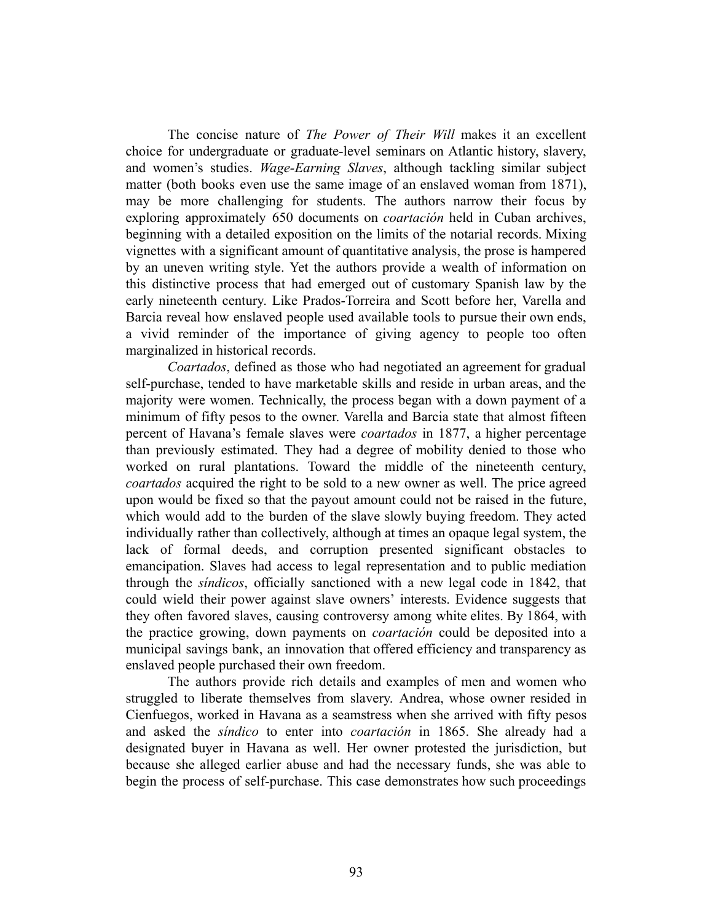The concise nature of *The Power of Their Will* makes it an excellent choice for undergraduate or graduate-level seminars on Atlantic history, slavery, and women's studies. *Wage-Earning Slaves*, although tackling similar subject matter (both books even use the same image of an enslaved woman from 1871), may be more challenging for students. The authors narrow their focus by exploring approximately 650 documents on *coartación* held in Cuban archives, beginning with a detailed exposition on the limits of the notarial records. Mixing vignettes with a significant amount of quantitative analysis, the prose is hampered by an uneven writing style. Yet the authors provide a wealth of information on this distinctive process that had emerged out of customary Spanish law by the early nineteenth century. Like Prados-Torreira and Scott before her, Varella and Barcia reveal how enslaved people used available tools to pursue their own ends, a vivid reminder of the importance of giving agency to people too often marginalized in historical records.

*Coartados*, defined as those who had negotiated an agreement for gradual self-purchase, tended to have marketable skills and reside in urban areas, and the majority were women. Technically, the process began with a down payment of a minimum of fifty pesos to the owner. Varella and Barcia state that almost fifteen percent of Havana's female slaves were *coartados* in 1877, a higher percentage than previously estimated. They had a degree of mobility denied to those who worked on rural plantations. Toward the middle of the nineteenth century, *coartados* acquired the right to be sold to a new owner as well. The price agreed upon would be fixed so that the payout amount could not be raised in the future, which would add to the burden of the slave slowly buying freedom. They acted individually rather than collectively, although at times an opaque legal system, the lack of formal deeds, and corruption presented significant obstacles to emancipation. Slaves had access to legal representation and to public mediation through the *síndicos*, officially sanctioned with a new legal code in 1842, that could wield their power against slave owners' interests. Evidence suggests that they often favored slaves, causing controversy among white elites. By 1864, with the practice growing, down payments on *coartación* could be deposited into a municipal savings bank, an innovation that offered efficiency and transparency as enslaved people purchased their own freedom.

The authors provide rich details and examples of men and women who struggled to liberate themselves from slavery. Andrea, whose owner resided in Cienfuegos, worked in Havana as a seamstress when she arrived with fifty pesos and asked the *síndico* to enter into *coartación* in 1865. She already had a designated buyer in Havana as well. Her owner protested the jurisdiction, but because she alleged earlier abuse and had the necessary funds, she was able to begin the process of self-purchase. This case demonstrates how such proceedings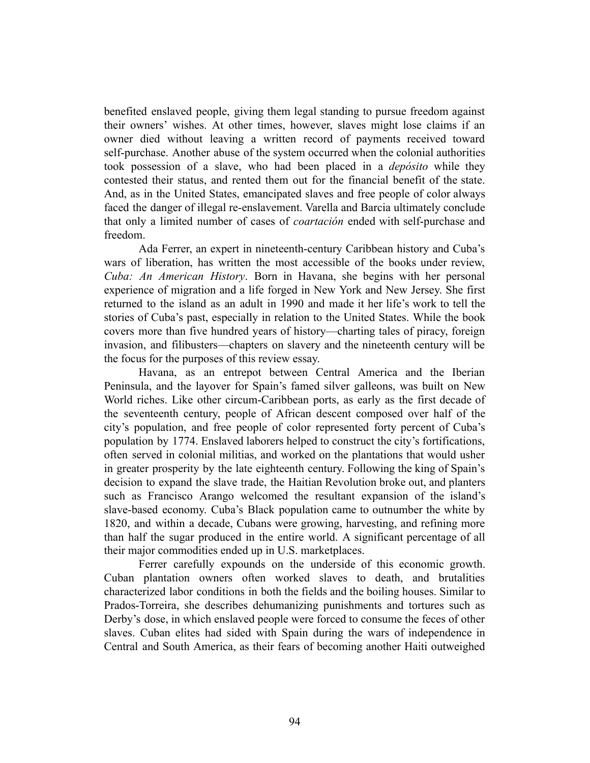benefited enslaved people, giving them legal standing to pursue freedom against their owners' wishes. At other times, however, slaves might lose claims if an owner died without leaving a written record of payments received toward self-purchase. Another abuse of the system occurred when the colonial authorities took possession of a slave, who had been placed in a *depósito* while they contested their status, and rented them out for the financial benefit of the state. And, as in the United States, emancipated slaves and free people of color always faced the danger of illegal re-enslavement. Varella and Barcia ultimately conclude that only a limited number of cases of *coartación* ended with self-purchase and freedom.

Ada Ferrer, an expert in nineteenth-century Caribbean history and Cuba's wars of liberation, has written the most accessible of the books under review, *Cuba: An American History*. Born in Havana, she begins with her personal experience of migration and a life forged in New York and New Jersey. She first returned to the island as an adult in 1990 and made it her life's work to tell the stories of Cuba's past, especially in relation to the United States. While the book covers more than five hundred years of history—charting tales of piracy, foreign invasion, and filibusters—chapters on slavery and the nineteenth century will be the focus for the purposes of this review essay.

Havana, as an entrepot between Central America and the Iberian Peninsula, and the layover for Spain's famed silver galleons, was built on New World riches. Like other circum-Caribbean ports, as early as the first decade of the seventeenth century, people of African descent composed over half of the city's population, and free people of color represented forty percent of Cuba's population by 1774. Enslaved laborers helped to construct the city's fortifications, often served in colonial militias, and worked on the plantations that would usher in greater prosperity by the late eighteenth century. Following the king of Spain's decision to expand the slave trade, the Haitian Revolution broke out, and planters such as Francisco Arango welcomed the resultant expansion of the island's slave-based economy. Cuba's Black population came to outnumber the white by 1820, and within a decade, Cubans were growing, harvesting, and refining more than half the sugar produced in the entire world. A significant percentage of all their major commodities ended up in U.S. marketplaces.

Ferrer carefully expounds on the underside of this economic growth. Cuban plantation owners often worked slaves to death, and brutalities characterized labor conditions in both the fields and the boiling houses. Similar to Prados-Torreira, she describes dehumanizing punishments and tortures such as Derby's dose, in which enslaved people were forced to consume the feces of other slaves. Cuban elites had sided with Spain during the wars of independence in Central and South America, as their fears of becoming another Haiti outweighed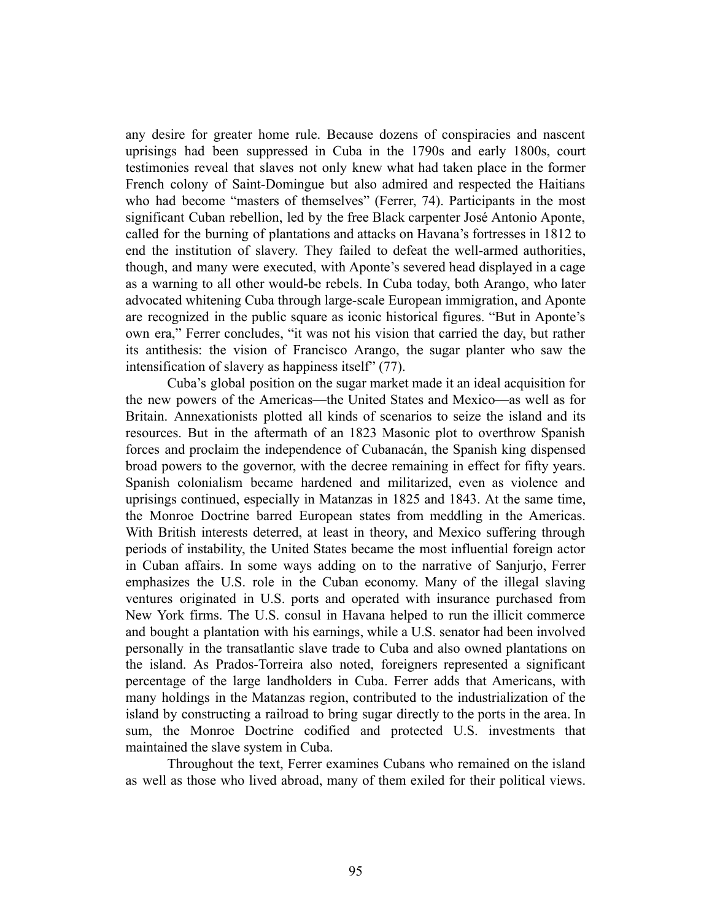any desire for greater home rule. Because dozens of conspiracies and nascent uprisings had been suppressed in Cuba in the 1790s and early 1800s, court testimonies reveal that slaves not only knew what had taken place in the former French colony of Saint-Domingue but also admired and respected the Haitians who had become "masters of themselves" (Ferrer, 74). Participants in the most significant Cuban rebellion, led by the free Black carpenter José Antonio Aponte, called for the burning of plantations and attacks on Havana's fortresses in 1812 to end the institution of slavery. They failed to defeat the well-armed authorities, though, and many were executed, with Aponte's severed head displayed in a cage as a warning to all other would-be rebels. In Cuba today, both Arango, who later advocated whitening Cuba through large-scale European immigration, and Aponte are recognized in the public square as iconic historical figures. "But in Aponte's own era," Ferrer concludes, "it was not his vision that carried the day, but rather its antithesis: the vision of Francisco Arango, the sugar planter who saw the intensification of slavery as happiness itself" (77).

Cuba's global position on the sugar market made it an ideal acquisition for the new powers of the Americas—the United States and Mexico—as well as for Britain. Annexationists plotted all kinds of scenarios to seize the island and its resources. But in the aftermath of an 1823 Masonic plot to overthrow Spanish forces and proclaim the independence of Cubanacán, the Spanish king dispensed broad powers to the governor, with the decree remaining in effect for fifty years. Spanish colonialism became hardened and militarized, even as violence and uprisings continued, especially in Matanzas in 1825 and 1843. At the same time, the Monroe Doctrine barred European states from meddling in the Americas. With British interests deterred, at least in theory, and Mexico suffering through periods of instability, the United States became the most influential foreign actor in Cuban affairs. In some ways adding on to the narrative of Sanjurjo, Ferrer emphasizes the U.S. role in the Cuban economy. Many of the illegal slaving ventures originated in U.S. ports and operated with insurance purchased from New York firms. The U.S. consul in Havana helped to run the illicit commerce and bought a plantation with his earnings, while a U.S. senator had been involved personally in the transatlantic slave trade to Cuba and also owned plantations on the island. As Prados-Torreira also noted, foreigners represented a significant percentage of the large landholders in Cuba. Ferrer adds that Americans, with many holdings in the Matanzas region, contributed to the industrialization of the island by constructing a railroad to bring sugar directly to the ports in the area. In sum, the Monroe Doctrine codified and protected U.S. investments that maintained the slave system in Cuba.

Throughout the text, Ferrer examines Cubans who remained on the island as well as those who lived abroad, many of them exiled for their political views.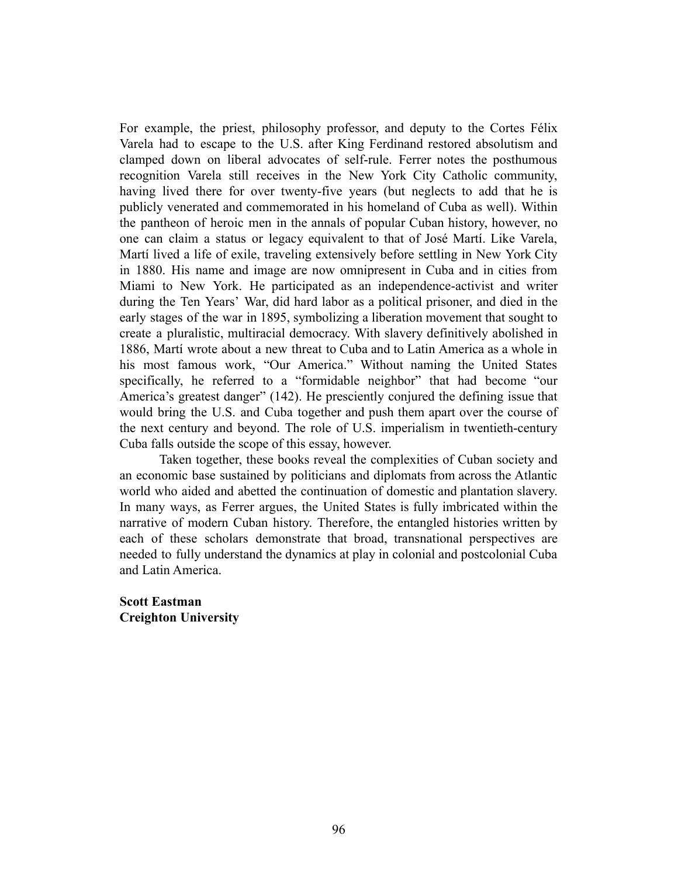For example, the priest, philosophy professor, and deputy to the Cortes Félix Varela had to escape to the U.S. after King Ferdinand restored absolutism and clamped down on liberal advocates of self-rule. Ferrer notes the posthumous recognition Varela still receives in the New York City Catholic community, having lived there for over twenty-five years (but neglects to add that he is publicly venerated and commemorated in his homeland of Cuba as well). Within the pantheon of heroic men in the annals of popular Cuban history, however, no one can claim a status or legacy equivalent to that of José Martí. Like Varela, Martí lived a life of exile, traveling extensively before settling in New York City in 1880. His name and image are now omnipresent in Cuba and in cities from Miami to New York. He participated as an independence-activist and writer during the Ten Years' War, did hard labor as a political prisoner, and died in the early stages of the war in 1895, symbolizing a liberation movement that sought to create a pluralistic, multiracial democracy. With slavery definitively abolished in 1886, Martí wrote about a new threat to Cuba and to Latin America as a whole in his most famous work, "Our America." Without naming the United States specifically, he referred to a "formidable neighbor" that had become "our America's greatest danger" (142). He presciently conjured the defining issue that would bring the U.S. and Cuba together and push them apart over the course of the next century and beyond. The role of U.S. imperialism in twentieth-century Cuba falls outside the scope of this essay, however.

Taken together, these books reveal the complexities of Cuban society and an economic base sustained by politicians and diplomats from across the Atlantic world who aided and abetted the continuation of domestic and plantation slavery. In many ways, as Ferrer argues, the United States is fully imbricated within the narrative of modern Cuban history. Therefore, the entangled histories written by each of these scholars demonstrate that broad, transnational perspectives are needed to fully understand the dynamics at play in colonial and postcolonial Cuba and Latin America.

**Scott Eastman**
**Creighton University**